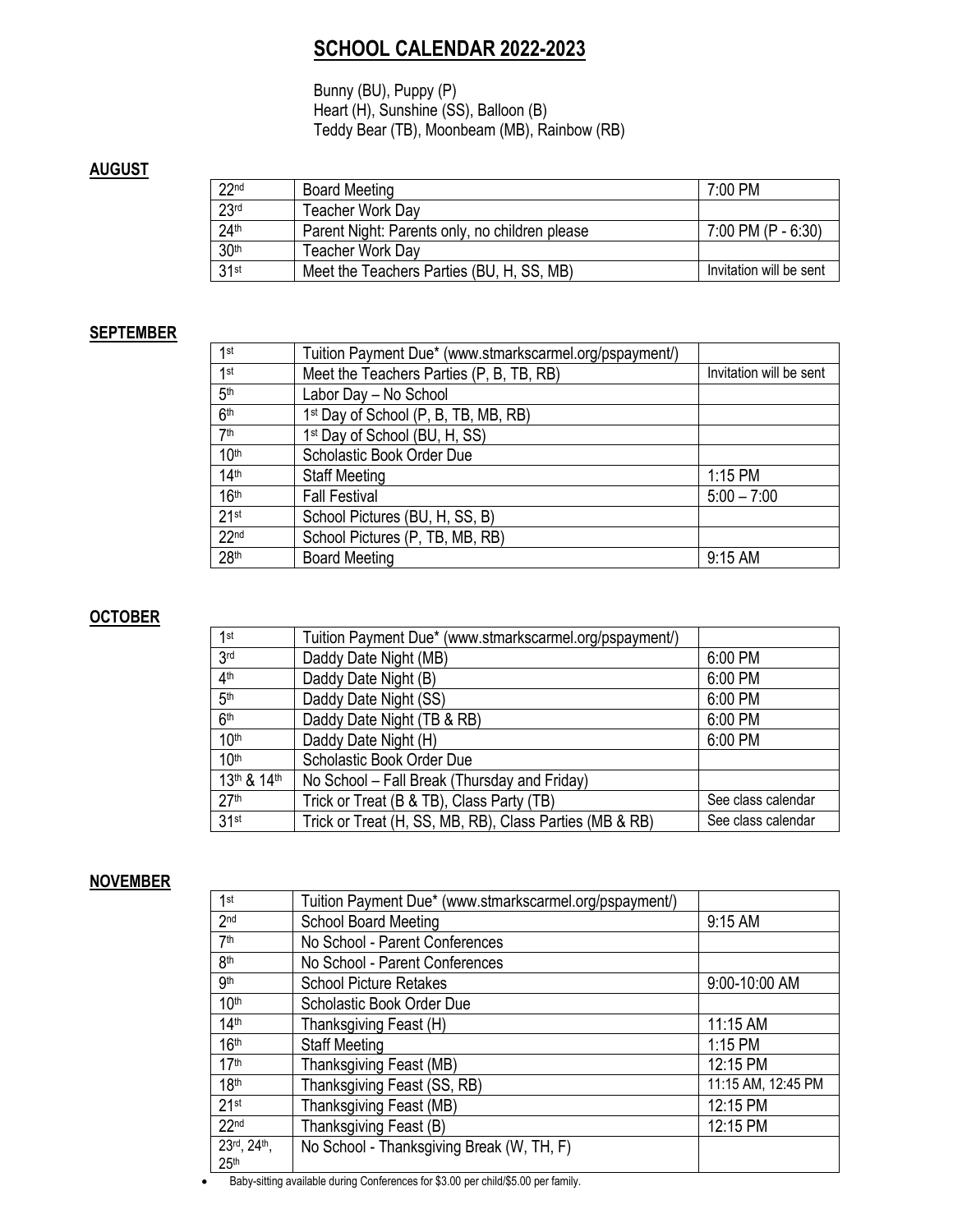# SCHOOL CALENDAR 2022-2023

Bunny (BU), Puppy (P)
Heart (H), Sunshine (SS), Balloon (B)
Teddy Bear (TB), Moonbeam (MB), Rainbow (RB)

## AUGUST

| | | |
|---|---|---|
| 22nd | Board Meeting | 7:00 PM |
| 23rd | Teacher Work Day | |
| 24th | Parent Night: Parents only, no children please | 7:00 PM (P - 6:30) |
| 30th | Teacher Work Day | |
| 31st | Meet the Teachers Parties (BU, H, SS, MB) | Invitation will be sent |

## SEPTEMBER

| | | |
|---|---|---|
| 1st | Tuition Payment Due* (www.stmarkscarmel.org/pspayment/) | |
| 1st | Meet the Teachers Parties (P, B, TB, RB) | Invitation will be sent |
| 5th | Labor Day – No School | |
| 6th | 1st Day of School (P, B, TB, MB, RB) | |
| 7th | 1st Day of School (BU, H, SS) | |
| 10th | Scholastic Book Order Due | |
| 14th | Staff Meeting | 1:15 PM |
| 16th | Fall Festival | 5:00 – 7:00 |
| 21st | School Pictures (BU, H, SS, B) | |
| 22nd | School Pictures (P, TB, MB, RB) | |
| 28th | Board Meeting | 9:15 AM |

## OCTOBER

| | | |
|---|---|---|
| 1st | Tuition Payment Due* (www.stmarkscarmel.org/pspayment/) | |
| 3rd | Daddy Date Night (MB) | 6:00 PM |
| 4th | Daddy Date Night (B) | 6:00 PM |
| 5th | Daddy Date Night (SS) | 6:00 PM |
| 6th | Daddy Date Night (TB & RB) | 6:00 PM |
| 10th | Daddy Date Night (H) | 6:00 PM |
| 10th | Scholastic Book Order Due | |
| 13th & 14th | No School – Fall Break (Thursday and Friday) | |
| 27th | Trick or Treat (B & TB), Class Party (TB) | See class calendar |
| 31st | Trick or Treat (H, SS, MB, RB), Class Parties (MB & RB) | See class calendar |

## NOVEMBER

| | | |
|---|---|---|
| 1st | Tuition Payment Due* (www.stmarkscarmel.org/pspayment/) | |
| 2nd | School Board Meeting | 9:15 AM |
| 7th | No School - Parent Conferences | |
| 8th | No School - Parent Conferences | |
| 9th | School Picture Retakes | 9:00-10:00 AM |
| 10th | Scholastic Book Order Due | |
| 14th | Thanksgiving Feast (H) | 11:15 AM |
| 16th | Staff Meeting | 1:15 PM |
| 17th | Thanksgiving Feast (MB) | 12:15 PM |
| 18th | Thanksgiving Feast (SS, RB) | 11:15 AM, 12:45 PM |
| 21st | Thanksgiving Feast (MB) | 12:15 PM |
| 22nd | Thanksgiving Feast (B) | 12:15 PM |
| 23rd, 24th, 25th | No School - Thanksgiving Break (W, TH, F) | |

- Baby-sitting available during Conferences for $3.00 per child/$5.00 per family.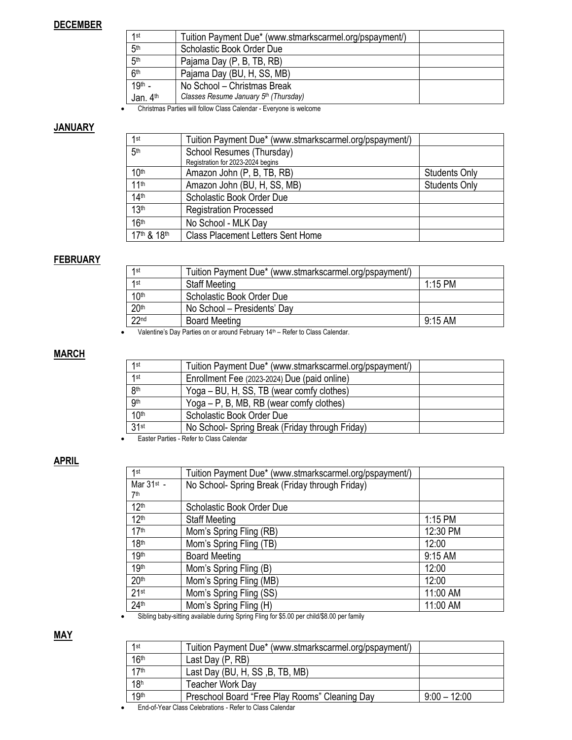## DECEMBER

| | | |
|---|---|---|
| 1st | Tuition Payment Due* (www.stmarkscarmel.org/pspayment/) | |
| 5th | Scholastic Book Order Due | |
| 5th | Pajama Day (P, B, TB, RB) | |
| 6th | Pajama Day (BU, H, SS, MB) | |
| 19th - Jan. 4th | No School – Christmas Break *Classes Resume January 5th (Thursday)* | |

- Christmas Parties will follow Class Calendar - Everyone is welcome

## JANUARY

| | | |
|---|---|---|
| 1st | Tuition Payment Due* (www.stmarkscarmel.org/pspayment/) | |
| 5th | School Resumes (Thursday) Registration for 2023-2024 begins | |
| 10th | Amazon John (P, B, TB, RB) | Students Only |
| 11th | Amazon John (BU, H, SS, MB) | Students Only |
| 14th | Scholastic Book Order Due | |
| 13th | Registration Processed | |
| 16th | No School - MLK Day | |
| 17th & 18th | Class Placement Letters Sent Home | |

## FEBRUARY

| | | |
|---|---|---|
| 1st | Tuition Payment Due* (www.stmarkscarmel.org/pspayment/) | |
| 1st | Staff Meeting | 1:15 PM |
| 10th | Scholastic Book Order Due | |
| 20th | No School – Presidents' Day | |
| 22nd | Board Meeting | 9:15 AM |

- Valentine's Day Parties on or around February 14th – Refer to Class Calendar.

## MARCH

| | | |
|---|---|---|
| 1st | Tuition Payment Due* (www.stmarkscarmel.org/pspayment/) | |
| 1st | Enrollment Fee (2023-2024) Due (paid online) | |
| 8th | Yoga – BU, H, SS, TB (wear comfy clothes) | |
| 9th | Yoga – P, B, MB, RB (wear comfy clothes) | |
| 10th | Scholastic Book Order Due | |
| 31st | No School- Spring Break (Friday through Friday) | |

- Easter Parties - Refer to Class Calendar

## APRIL

| | | |
|---|---|---|
| 1st | Tuition Payment Due* (www.stmarkscarmel.org/pspayment/) | |
| Mar 31st - 7th | No School- Spring Break (Friday through Friday) | |
| 12th | Scholastic Book Order Due | |
| 12th | Staff Meeting | 1:15 PM |
| 17th | Mom's Spring Fling (RB) | 12:30 PM |
| 18th | Mom's Spring Fling (TB) | 12:00 |
| 19th | Board Meeting | 9:15 AM |
| 19th | Mom's Spring Fling (B) | 12:00 |
| 20th | Mom's Spring Fling (MB) | 12:00 |
| 21st | Mom's Spring Fling (SS) | 11:00 AM |
| 24th | Mom's Spring Fling (H) | 11:00 AM |

- Sibling baby-sitting available during Spring Fling for $5.00 per child/$8.00 per family

## MAY

| | | |
|---|---|---|
| 1st | Tuition Payment Due* (www.stmarkscarmel.org/pspayment/) | |
| 16th | Last Day (P, RB) | |
| 17th | Last Day (BU, H, SS ,B, TB, MB) | |
| 18h | Teacher Work Day | |
| 19th | Preschool Board "Free Play Rooms" Cleaning Day | 9:00 – 12:00 |

- End-of-Year Class Celebrations - Refer to Class Calendar